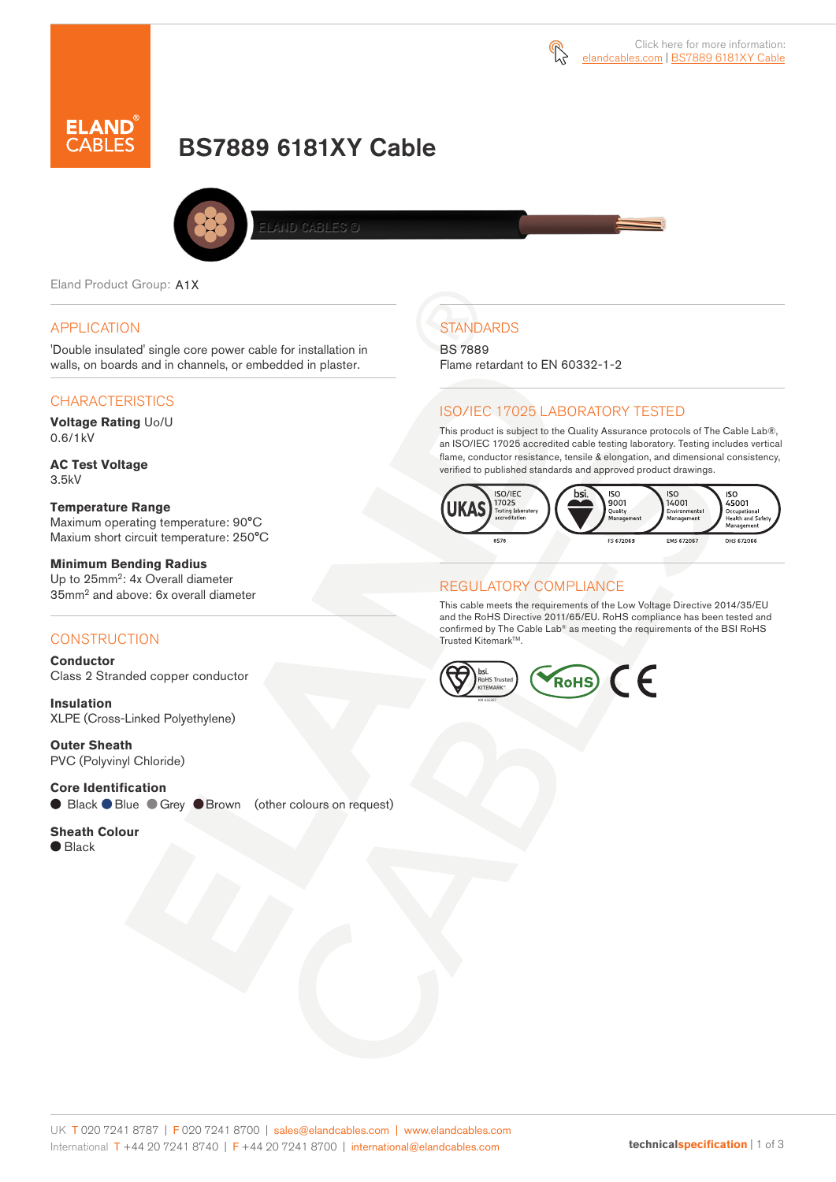Click here for more information: elandcables.com | BS7889 6181XY Cable

# BS7889 6181XY Cable

Eland Product Group: A1X

## APPLICATION

'Double insulated' single core power cable for installation in walls, on boards and in channels, or embedded in plaster.

## CHARACTERISTICS

**Voltage Rating** Uo/U
0.6/1kV

**AC Test Voltage**
3.5kV

**Temperature Range**
Maximum operating temperature: 90°C
Maxium short circuit temperature: 250°C

**Minimum Bending Radius**
Up to 25mm$^2$: 4x Overall diameter
35mm$^2$ and above: 6x overall diameter

## CONSTRUCTION

**Conductor**
Class 2 Stranded copper conductor

**Insulation**
XLPE (Cross-Linked Polyethylene)

**Outer Sheath**
PVC (Polyvinyl Chloride)

**Core Identification**
● Black ● Blue ● Grey ● Brown (other colours on request)

**Sheath Colour**
● Black

## STANDARDS

BS 7889
Flame retardant to EN 60332-1-2

## ISO/IEC 17025 LABORATORY TESTED

This product is subject to the Quality Assurance protocols of The Cable Lab®, an ISO/IEC 17025 accredited cable testing laboratory. Testing includes vertical flame, conductor resistance, tensile & elongation, and dimensional consistency, verified to published standards and approved product drawings.

UKAS ISO/IEC 17025 Testing laboratory accreditation 8578 | bsi. ISO 9001 Quality Management FS 672069 | ISO 14001 Environmental Management EMS 672067 | ISO 45001 Occupational Health and Safety Management OHS 672066

## REGULATORY COMPLIANCE

This cable meets the requirements of the Low Voltage Directive 2014/35/EU and the RoHS Directive 2011/65/EU. RoHS compliance has been tested and confirmed by The Cable Lab® as meeting the requirements of the BSI RoHS Trusted Kitemark™.

bsi. RoHS Trusted KITEMARK™ | RoHS | CE

UK T 020 7241 8787 | F 020 7241 8700 | sales@elandcables.com | www.elandcables.com
International T +44 20 7241 8740 | F +44 20 7241 8700 | international@elandcables.com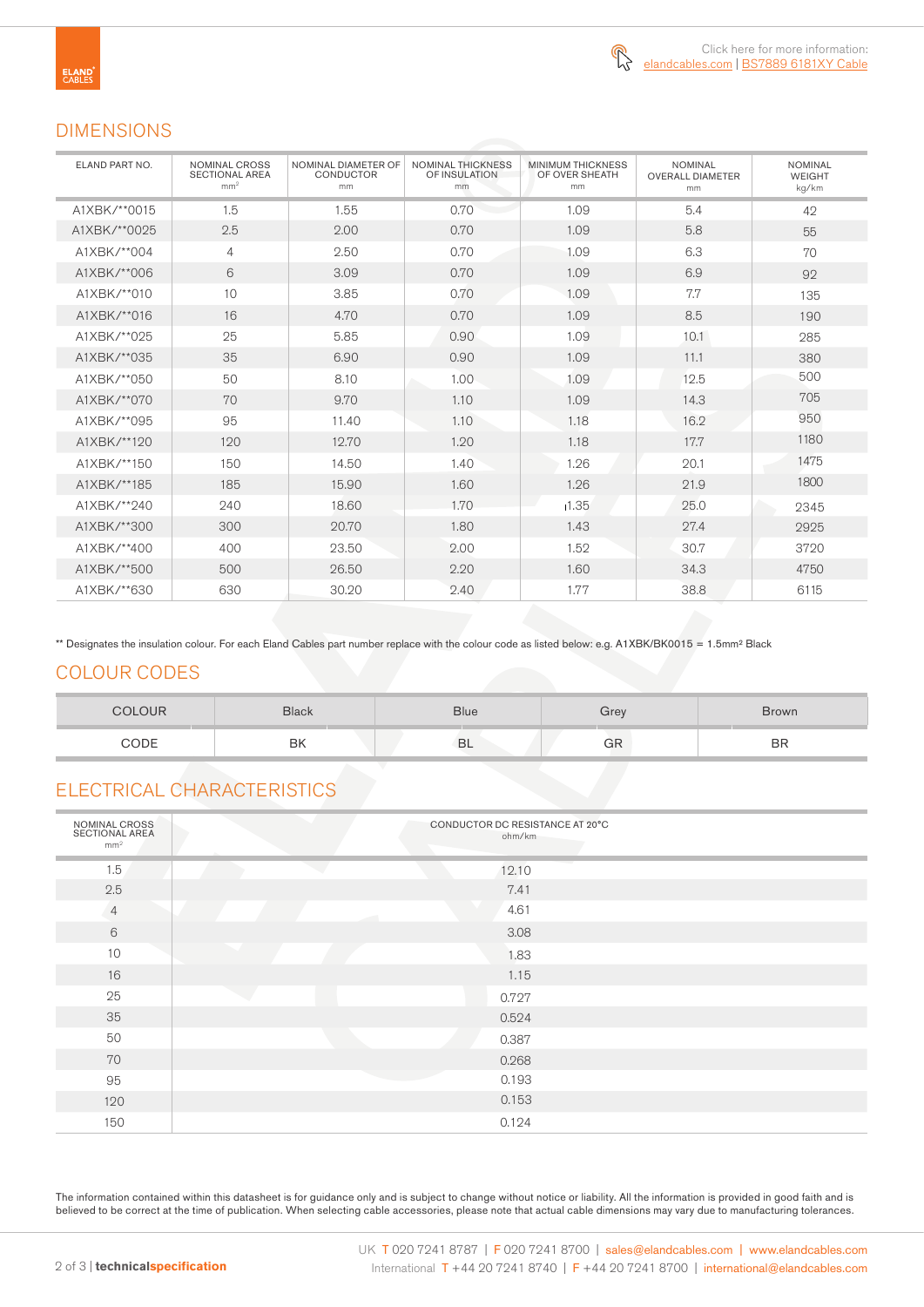Click here for more information: elandcables.com | BS7889 6181XY Cable

## DIMENSIONS

| ELAND PART NO. | NOMINAL CROSS SECTIONAL AREA mm² | NOMINAL DIAMETER OF CONDUCTOR mm | NOMINAL THICKNESS OF INSULATION mm | MINIMUM THICKNESS OF OVER SHEATH mm | NOMINAL OVERALL DIAMETER mm | NOMINAL WEIGHT kg/km |
|---|---|---|---|---|---|---|
| A1XBK/**0015 | 1.5 | 1.55 | 0.70 | 1.09 | 5.4 | 42 |
| A1XBK/**0025 | 2.5 | 2.00 | 0.70 | 1.09 | 5.8 | 55 |
| A1XBK/**004 | 4 | 2.50 | 0.70 | 1.09 | 6.3 | 70 |
| A1XBK/**006 | 6 | 3.09 | 0.70 | 1.09 | 6.9 | 92 |
| A1XBK/**010 | 10 | 3.85 | 0.70 | 1.09 | 7.7 | 135 |
| A1XBK/**016 | 16 | 4.70 | 0.70 | 1.09 | 8.5 | 190 |
| A1XBK/**025 | 25 | 5.85 | 0.90 | 1.09 | 10.1 | 285 |
| A1XBK/**035 | 35 | 6.90 | 0.90 | 1.09 | 11.1 | 380 |
| A1XBK/**050 | 50 | 8.10 | 1.00 | 1.09 | 12.5 | 500 |
| A1XBK/**070 | 70 | 9.70 | 1.10 | 1.09 | 14.3 | 705 |
| A1XBK/**095 | 95 | 11.40 | 1.10 | 1.18 | 16.2 | 950 |
| A1XBK/**120 | 120 | 12.70 | 1.20 | 1.18 | 17.7 | 1180 |
| A1XBK/**150 | 150 | 14.50 | 1.40 | 1.26 | 20.1 | 1475 |
| A1XBK/**185 | 185 | 15.90 | 1.60 | 1.26 | 21.9 | 1800 |
| A1XBK/**240 | 240 | 18.60 | 1.70 | 1.35 | 25.0 | 2345 |
| A1XBK/**300 | 300 | 20.70 | 1.80 | 1.43 | 27.4 | 2925 |
| A1XBK/**400 | 400 | 23.50 | 2.00 | 1.52 | 30.7 | 3720 |
| A1XBK/**500 | 500 | 26.50 | 2.20 | 1.60 | 34.3 | 4750 |
| A1XBK/**630 | 630 | 30.20 | 2.40 | 1.77 | 38.8 | 6115 |

** Designates the insulation colour. For each Eland Cables part number replace with the colour code as listed below: e.g. A1XBK/BK0015 = 1.5mm² Black

## COLOUR CODES

| COLOUR | Black | Blue | Grey | Brown |
|---|---|---|---|---|
| CODE | BK | BL | GR | BR |

## ELECTRICAL CHARACTERISTICS

| NOMINAL CROSS SECTIONAL AREA mm² | CONDUCTOR DC RESISTANCE AT 20°C ohm/km |
|---|---|
| 1.5 | 12.10 |
| 2.5 | 7.41 |
| 4 | 4.61 |
| 6 | 3.08 |
| 10 | 1.83 |
| 16 | 1.15 |
| 25 | 0.727 |
| 35 | 0.524 |
| 50 | 0.387 |
| 70 | 0.268 |
| 95 | 0.193 |
| 120 | 0.153 |
| 150 | 0.124 |

The information contained within this datasheet is for guidance only and is subject to change without notice or liability. All the information is provided in good faith and is believed to be correct at the time of publication. When selecting cable accessories, please note that actual cable dimensions may vary due to manufacturing tolerances.

UK T 020 7241 8787 | F 020 7241 8700 | sales@elandcables.com | www.elandcables.com
International T +44 20 7241 8740 | F +44 20 7241 8700 | international@elandcables.com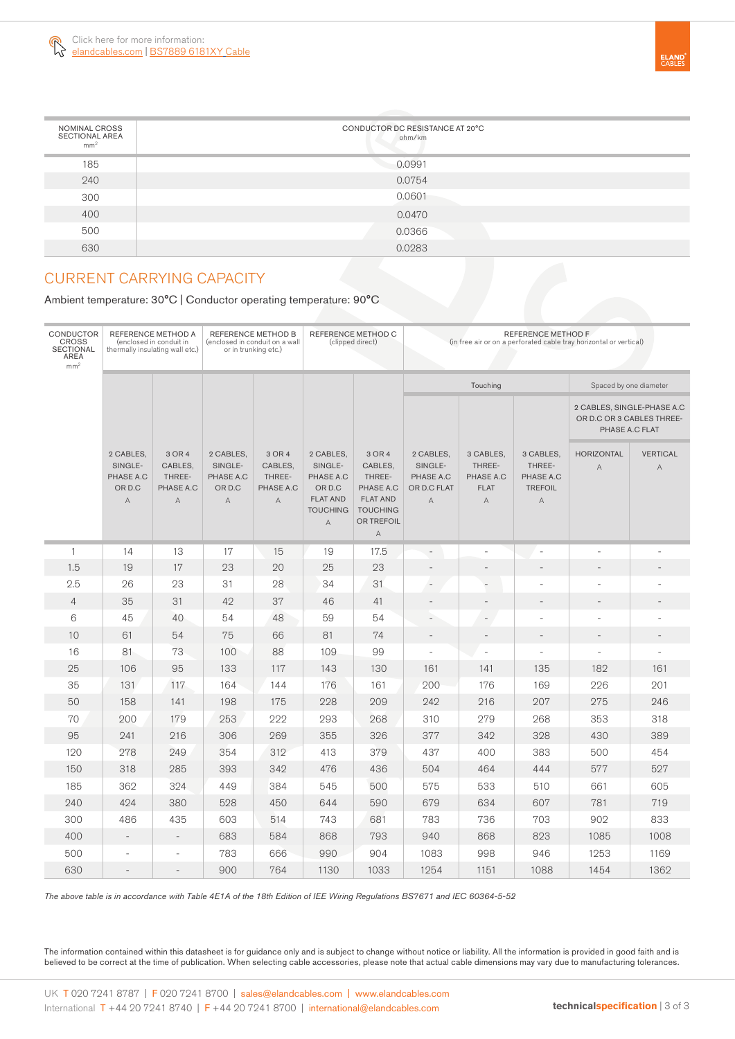Click here for more information:
elandcables.com | BS7889 6181XY Cable

| NOMINAL CROSS SECTIONAL AREA mm² | CONDUCTOR DC RESISTANCE AT 20°C ohm/km |
|---|---|
| 185 | 0.0991 |
| 240 | 0.0754 |
| 300 | 0.0601 |
| 400 | 0.0470 |
| 500 | 0.0366 |
| 630 | 0.0283 |

## CURRENT CARRYING CAPACITY

Ambient temperature: 30°C | Conductor operating temperature: 90°C

| CONDUCTOR CROSS SECTIONAL AREA mm² | REFERENCE METHOD A (enclosed in conduit in thermally insulating wall etc.) | | REFERENCE METHOD B (enclosed in conduit on a wall or in trunking etc.) | | REFERENCE METHOD C (clipped direct) | | REFERENCE METHOD F (in free air or on a perforated cable tray horizontal or vertical) | | | | |
|---|---|---|---|---|---|---|---|---|---|---|---|
| | | | | | | | Touching | | | Spaced by one diameter | |
| | | | | | | | | | | 2 CABLES, SINGLE-PHASE A.C OR D.C OR 3 CABLES THREE-PHASE A.C FLAT | |
| | 2 CABLES, SINGLE-PHASE A.C OR D.C A | 3 OR 4 CABLES, THREE-PHASE A.C A | 2 CABLES, SINGLE-PHASE A.C OR D.C A | 3 OR 4 CABLES, THREE-PHASE A.C A | 2 CABLES, SINGLE-PHASE A.C OR D.C FLAT AND TOUCHING A | 3 OR 4 CABLES, THREE-PHASE A.C FLAT AND TOUCHING OR TREFOIL A | 2 CABLES, SINGLE-PHASE A.C OR D.C FLAT A | 3 CABLES, THREE-PHASE A.C FLAT A | 3 CABLES, THREE-PHASE A.C TREFOIL A | HORIZONTAL A | VERTICAL A |
| 1 | 14 | 13 | 17 | 15 | 19 | 17.5 | - | - | - | - | - |
| 1.5 | 19 | 17 | 23 | 20 | 25 | 23 | - | - | - | - | - |
| 2.5 | 26 | 23 | 31 | 28 | 34 | 31 | - | - | - | - | - |
| 4 | 35 | 31 | 42 | 37 | 46 | 41 | - | - | - | - | - |
| 6 | 45 | 40 | 54 | 48 | 59 | 54 | - | - | - | - | - |
| 10 | 61 | 54 | 75 | 66 | 81 | 74 | - | - | - | - | - |
| 16 | 81 | 73 | 100 | 88 | 109 | 99 | - | - | - | - | - |
| 25 | 106 | 95 | 133 | 117 | 143 | 130 | 161 | 141 | 135 | 182 | 161 |
| 35 | 131 | 117 | 164 | 144 | 176 | 161 | 200 | 176 | 169 | 226 | 201 |
| 50 | 158 | 141 | 198 | 175 | 228 | 209 | 242 | 216 | 207 | 275 | 246 |
| 70 | 200 | 179 | 253 | 222 | 293 | 268 | 310 | 279 | 268 | 353 | 318 |
| 95 | 241 | 216 | 306 | 269 | 355 | 326 | 377 | 342 | 328 | 430 | 389 |
| 120 | 278 | 249 | 354 | 312 | 413 | 379 | 437 | 400 | 383 | 500 | 454 |
| 150 | 318 | 285 | 393 | 342 | 476 | 436 | 504 | 464 | 444 | 577 | 527 |
| 185 | 362 | 324 | 449 | 384 | 545 | 500 | 575 | 533 | 510 | 661 | 605 |
| 240 | 424 | 380 | 528 | 450 | 644 | 590 | 679 | 634 | 607 | 781 | 719 |
| 300 | 486 | 435 | 603 | 514 | 743 | 681 | 783 | 736 | 703 | 902 | 833 |
| 400 | - | - | 683 | 584 | 868 | 793 | 940 | 868 | 823 | 1085 | 1008 |
| 500 | - | - | 783 | 666 | 990 | 904 | 1083 | 998 | 946 | 1253 | 1169 |
| 630 | - | - | 900 | 764 | 1130 | 1033 | 1254 | 1151 | 1088 | 1454 | 1362 |

*The above table is in accordance with Table 4E1A of the 18th Edition of IEE Wiring Regulations BS7671 and IEC 60364-5-52*

The information contained within this datasheet is for guidance only and is subject to change without notice or liability. All the information is provided in good faith and is believed to be correct at the time of publication. When selecting cable accessories, please note that actual cable dimensions may vary due to manufacturing tolerances.

UK T 020 7241 8787 | F 020 7241 8700 | sales@elandcables.com | www.elandcables.com
International T +44 20 7241 8740 | F +44 20 7241 8700 | international@elandcables.com